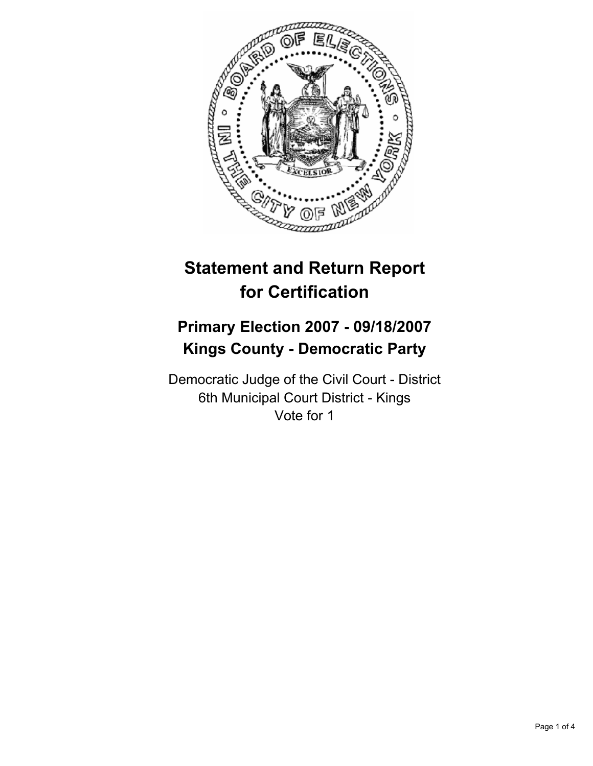# Statement and Return Report for Certification

## Primary Election 2007 - 09/18/2007
## Kings County - Democratic Party

Democratic Judge of the Civil Court - District
6th Municipal Court District - Kings
Vote for 1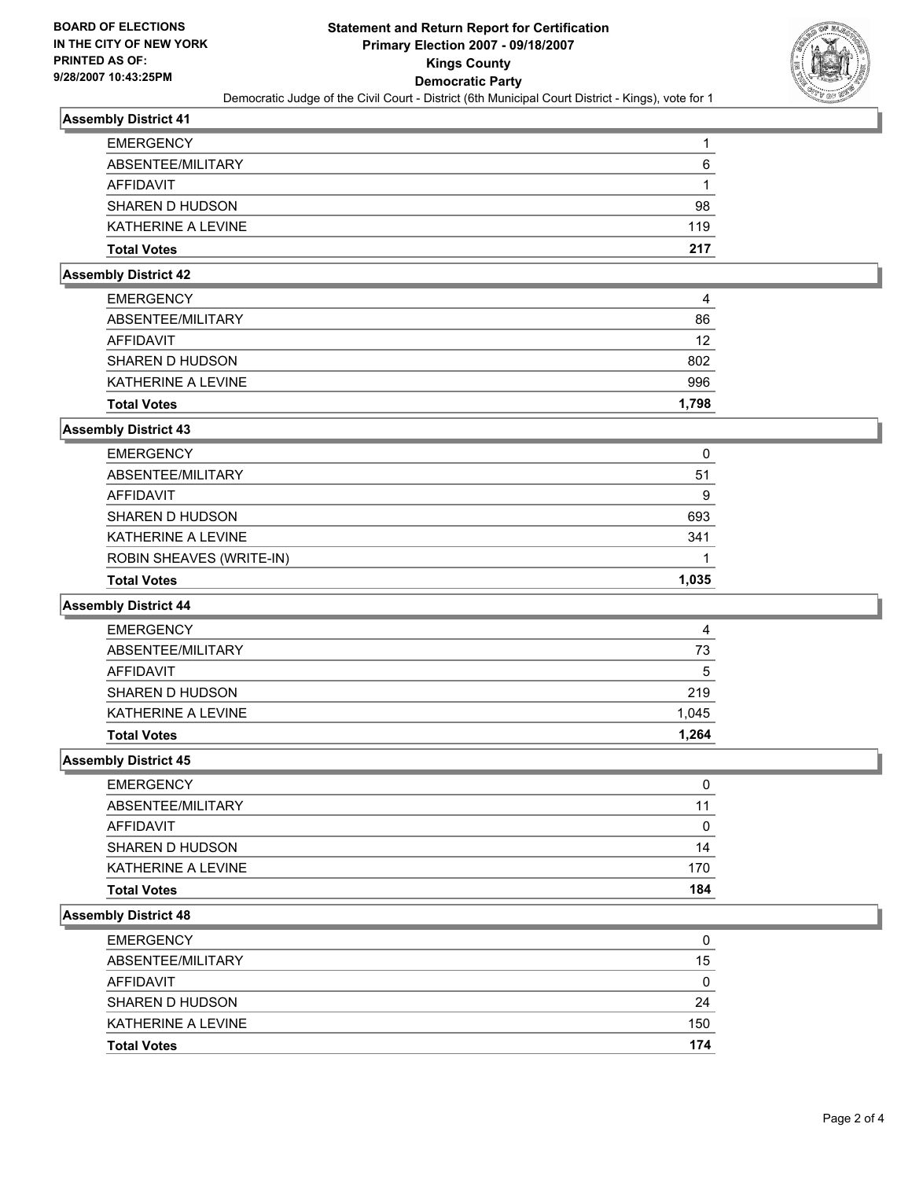**BOARD OF ELECTIONS**
**IN THE CITY OF NEW YORK**
**PRINTED AS OF:**
**9/28/2007 10:43:25PM**

# Statement and Return Report for Certification
## Primary Election 2007 - 09/18/2007
## Kings County
## Democratic Party

Democratic Judge of the Civil Court - District (6th Municipal Court District - Kings), vote for 1

### Assembly District 41

| | |
|---|---|
| EMERGENCY | 1 |
| ABSENTEE/MILITARY | 6 |
| AFFIDAVIT | 1 |
| SHAREN D HUDSON | 98 |
| KATHERINE A LEVINE | 119 |
| **Total Votes** | **217** |

### Assembly District 42

| | |
|---|---|
| EMERGENCY | 4 |
| ABSENTEE/MILITARY | 86 |
| AFFIDAVIT | 12 |
| SHAREN D HUDSON | 802 |
| KATHERINE A LEVINE | 996 |
| **Total Votes** | **1,798** |

### Assembly District 43

| | |
|---|---|
| EMERGENCY | 0 |
| ABSENTEE/MILITARY | 51 |
| AFFIDAVIT | 9 |
| SHAREN D HUDSON | 693 |
| KATHERINE A LEVINE | 341 |
| ROBIN SHEAVES (WRITE-IN) | 1 |
| **Total Votes** | **1,035** |

### Assembly District 44

| | |
|---|---|
| EMERGENCY | 4 |
| ABSENTEE/MILITARY | 73 |
| AFFIDAVIT | 5 |
| SHAREN D HUDSON | 219 |
| KATHERINE A LEVINE | 1,045 |
| **Total Votes** | **1,264** |

### Assembly District 45

| | |
|---|---|
| EMERGENCY | 0 |
| ABSENTEE/MILITARY | 11 |
| AFFIDAVIT | 0 |
| SHAREN D HUDSON | 14 |
| KATHERINE A LEVINE | 170 |
| **Total Votes** | **184** |

### Assembly District 48

| | |
|---|---|
| EMERGENCY | 0 |
| ABSENTEE/MILITARY | 15 |
| AFFIDAVIT | 0 |
| SHAREN D HUDSON | 24 |
| KATHERINE A LEVINE | 150 |
| **Total Votes** | **174** |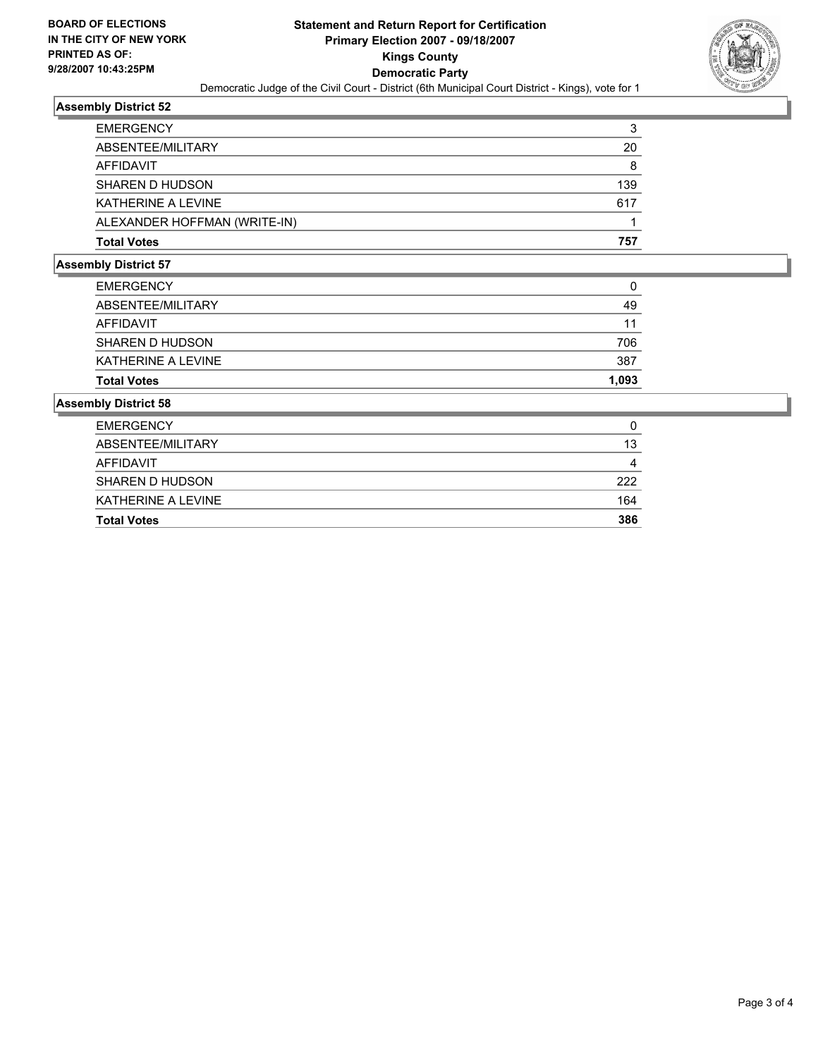**BOARD OF ELECTIONS IN THE CITY OF NEW YORK PRINTED AS OF: 9/28/2007 10:43:25PM**

# Statement and Return Report for Certification
## Primary Election 2007 - 09/18/2007
## Kings County
## Democratic Party

Democratic Judge of the Civil Court - District (6th Municipal Court District - Kings), vote for 1

### Assembly District 52

| | |
|---|---|
| EMERGENCY | 3 |
| ABSENTEE/MILITARY | 20 |
| AFFIDAVIT | 8 |
| SHAREN D HUDSON | 139 |
| KATHERINE A LEVINE | 617 |
| ALEXANDER HOFFMAN (WRITE-IN) | 1 |
| **Total Votes** | **757** |

### Assembly District 57

| | |
|---|---|
| EMERGENCY | 0 |
| ABSENTEE/MILITARY | 49 |
| AFFIDAVIT | 11 |
| SHAREN D HUDSON | 706 |
| KATHERINE A LEVINE | 387 |
| **Total Votes** | **1,093** |

### Assembly District 58

| | |
|---|---|
| EMERGENCY | 0 |
| ABSENTEE/MILITARY | 13 |
| AFFIDAVIT | 4 |
| SHAREN D HUDSON | 222 |
| KATHERINE A LEVINE | 164 |
| **Total Votes** | **386** |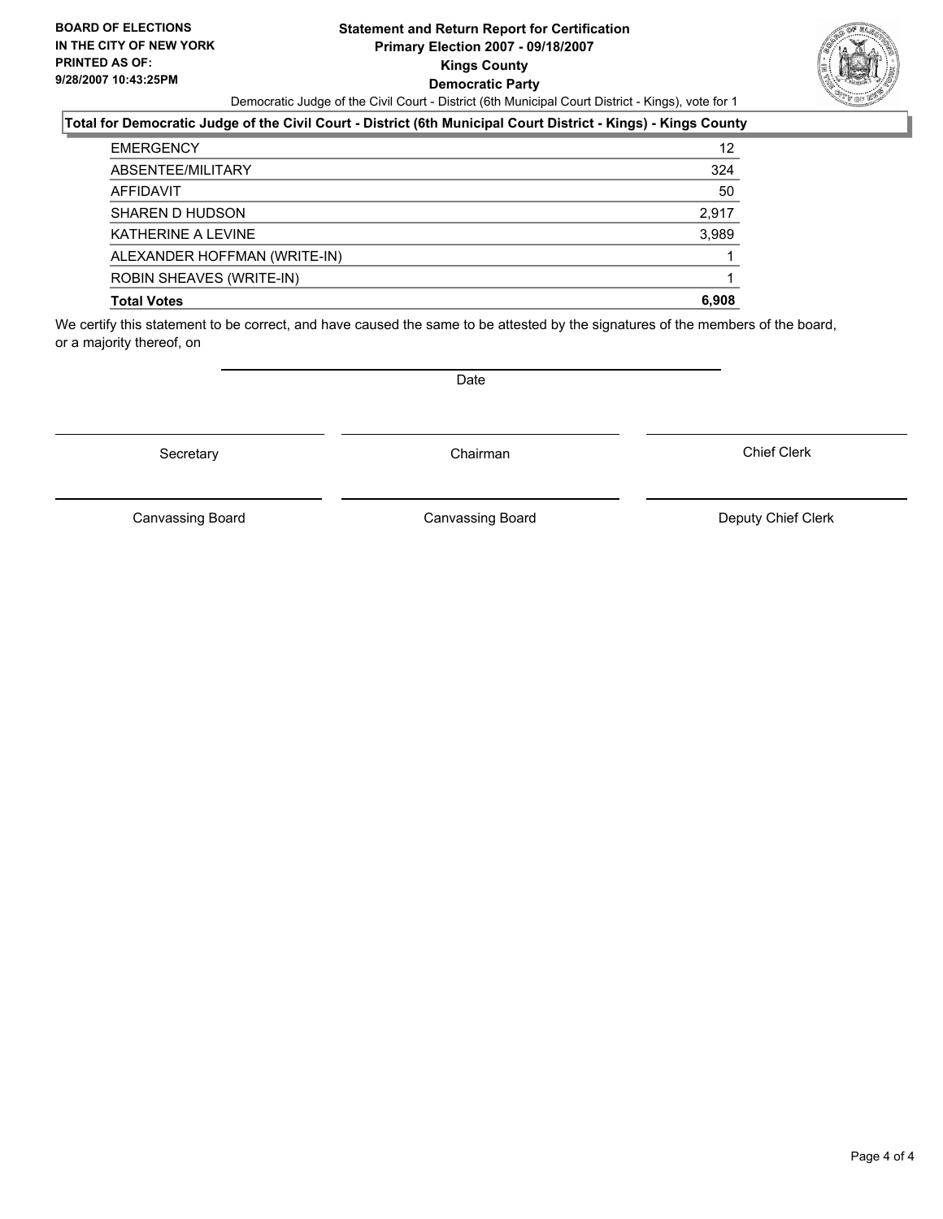**BOARD OF ELECTIONS IN THE CITY OF NEW YORK PRINTED AS OF: 9/28/2007 10:43:25PM**

# Statement and Return Report for Certification
## Primary Election 2007 - 09/18/2007
## Kings County
## Democratic Party

Democratic Judge of the Civil Court - District (6th Municipal Court District - Kings), vote for 1

### Total for Democratic Judge of the Civil Court - District (6th Municipal Court District - Kings) - Kings County

| | |
|---|---|
| EMERGENCY | 12 |
| ABSENTEE/MILITARY | 324 |
| AFFIDAVIT | 50 |
| SHAREN D HUDSON | 2,917 |
| KATHERINE A LEVINE | 3,989 |
| ALEXANDER HOFFMAN (WRITE-IN) | 1 |
| ROBIN SHEAVES (WRITE-IN) | 1 |
| **Total Votes** | **6,908** |

We certify this statement to be correct, and have caused the same to be attested by the signatures of the members of the board, or a majority thereof, on

Date

Secretary | Chairman | Chief Clerk

Canvassing Board | Canvassing Board | Deputy Chief Clerk